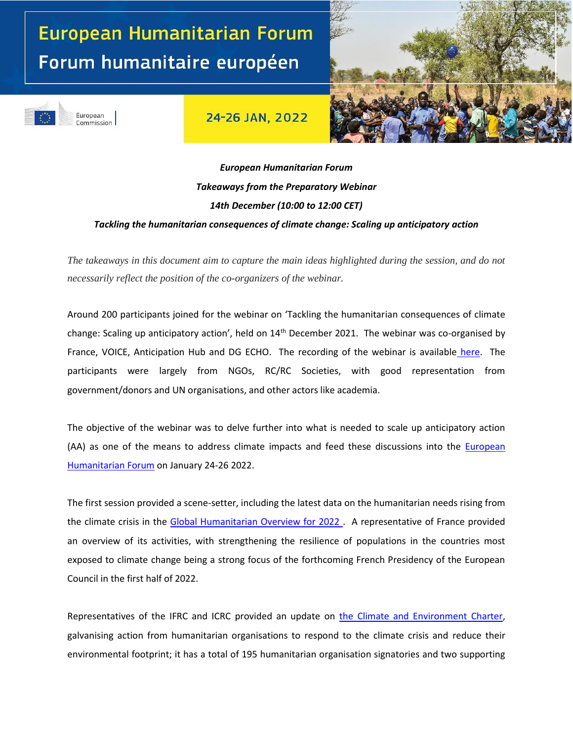# European Humanitarian Forum
## Forum humanitaire européen

European Commission

24-26 JAN, 2022

***European Humanitarian Forum***

***Takeaways from the Preparatory Webinar***

***14th December (10:00 to 12:00 CET)***

***Tackling the humanitarian consequences of climate change: Scaling up anticipatory action***

*The takeaways in this document aim to capture the main ideas highlighted during the session, and do not necessarily reflect the position of the co-organizers of the webinar.*

Around 200 participants joined for the webinar on 'Tackling the humanitarian consequences of climate change: Scaling up anticipatory action', held on 14th December 2021. The webinar was co-organised by France, VOICE, Anticipation Hub and DG ECHO. The recording of the webinar is available here. The participants were largely from NGOs, RC/RC Societies, with good representation from government/donors and UN organisations, and other actors like academia.

The objective of the webinar was to delve further into what is needed to scale up anticipatory action (AA) as one of the means to address climate impacts and feed these discussions into the European Humanitarian Forum on January 24-26 2022.

The first session provided a scene-setter, including the latest data on the humanitarian needs rising from the climate crisis in the Global Humanitarian Overview for 2022. A representative of France provided an overview of its activities, with strengthening the resilience of populations in the countries most exposed to climate change being a strong focus of the forthcoming French Presidency of the European Council in the first half of 2022.

Representatives of the IFRC and ICRC provided an update on the Climate and Environment Charter, galvanising action from humanitarian organisations to respond to the climate crisis and reduce their environmental footprint; it has a total of 195 humanitarian organisation signatories and two supporting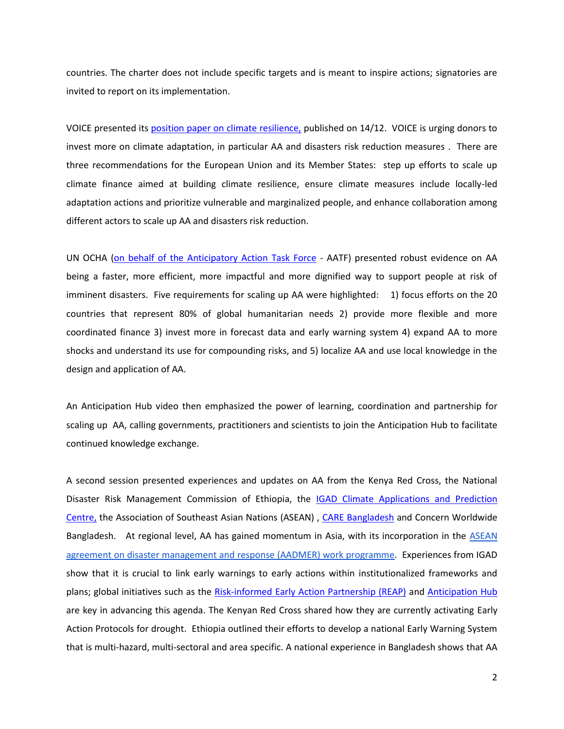countries. The charter does not include specific targets and is meant to inspire actions; signatories are invited to report on its implementation.

VOICE presented its [position paper on climate resilience,]() published on 14/12. VOICE is urging donors to invest more on climate adaptation, in particular AA and disasters risk reduction measures . There are three recommendations for the European Union and its Member States: step up efforts to scale up climate finance aimed at building climate resilience, ensure climate measures include locally-led adaptation actions and prioritize vulnerable and marginalized people, and enhance collaboration among different actors to scale up AA and disasters risk reduction.

UN OCHA ([on behalf of the Anticipatory Action Task Force]() - AATF) presented robust evidence on AA being a faster, more efficient, more impactful and more dignified way to support people at risk of imminent disasters. Five requirements for scaling up AA were highlighted: 1) focus efforts on the 20 countries that represent 80% of global humanitarian needs 2) provide more flexible and more coordinated finance 3) invest more in forecast data and early warning system 4) expand AA to more shocks and understand its use for compounding risks, and 5) localize AA and use local knowledge in the design and application of AA.

An Anticipation Hub video then emphasized the power of learning, coordination and partnership for scaling up AA, calling governments, practitioners and scientists to join the Anticipation Hub to facilitate continued knowledge exchange.

A second session presented experiences and updates on AA from the Kenya Red Cross, the National Disaster Risk Management Commission of Ethiopia, the [IGAD Climate Applications and Prediction Centre,]() the Association of Southeast Asian Nations (ASEAN) , [CARE Bangladesh]() and Concern Worldwide Bangladesh. At regional level, AA has gained momentum in Asia, with its incorporation in the [ASEAN agreement on disaster management and response (AADMER) work programme](). Experiences from IGAD show that it is crucial to link early warnings to early actions within institutionalized frameworks and plans; global initiatives such as the [Risk-informed Early Action Partnership (REAP)]() and [Anticipation Hub]() are key in advancing this agenda. The Kenyan Red Cross shared how they are currently activating Early Action Protocols for drought. Ethiopia outlined their efforts to develop a national Early Warning System that is multi-hazard, multi-sectoral and area specific. A national experience in Bangladesh shows that AA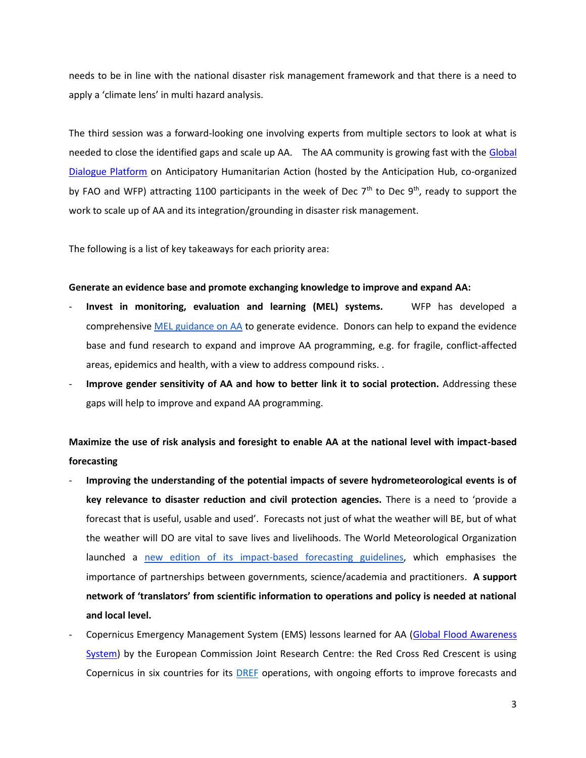needs to be in line with the national disaster risk management framework and that there is a need to apply a 'climate lens' in multi hazard analysis.

The third session was a forward-looking one involving experts from multiple sectors to look at what is needed to close the identified gaps and scale up AA. The AA community is growing fast with the Global Dialogue Platform on Anticipatory Humanitarian Action (hosted by the Anticipation Hub, co-organized by FAO and WFP) attracting 1100 participants in the week of Dec 7th to Dec 9th, ready to support the work to scale up of AA and its integration/grounding in disaster risk management.

The following is a list of key takeaways for each priority area:

**Generate an evidence base and promote exchanging knowledge to improve and expand AA:**

- **Invest in monitoring, evaluation and learning (MEL) systems.** WFP has developed a comprehensive MEL guidance on AA to generate evidence. Donors can help to expand the evidence base and fund research to expand and improve AA programming, e.g. for fragile, conflict-affected areas, epidemics and health, with a view to address compound risks. .
- **Improve gender sensitivity of AA and how to better link it to social protection.** Addressing these gaps will help to improve and expand AA programming.

**Maximize the use of risk analysis and foresight to enable AA at the national level with impact-based forecasting**

- **Improving the understanding of the potential impacts of severe hydrometeorological events is of key relevance to disaster reduction and civil protection agencies.** There is a need to 'provide a forecast that is useful, usable and used'. Forecasts not just of what the weather will BE, but of what the weather will DO are vital to save lives and livelihoods. The World Meteorological Organization launched a new edition of its impact-based forecasting guidelines, which emphasises the importance of partnerships between governments, science/academia and practitioners. **A support network of 'translators' from scientific information to operations and policy is needed at national and local level.**
- Copernicus Emergency Management System (EMS) lessons learned for AA (Global Flood Awareness System) by the European Commission Joint Research Centre: the Red Cross Red Crescent is using Copernicus in six countries for its DREF operations, with ongoing efforts to improve forecasts and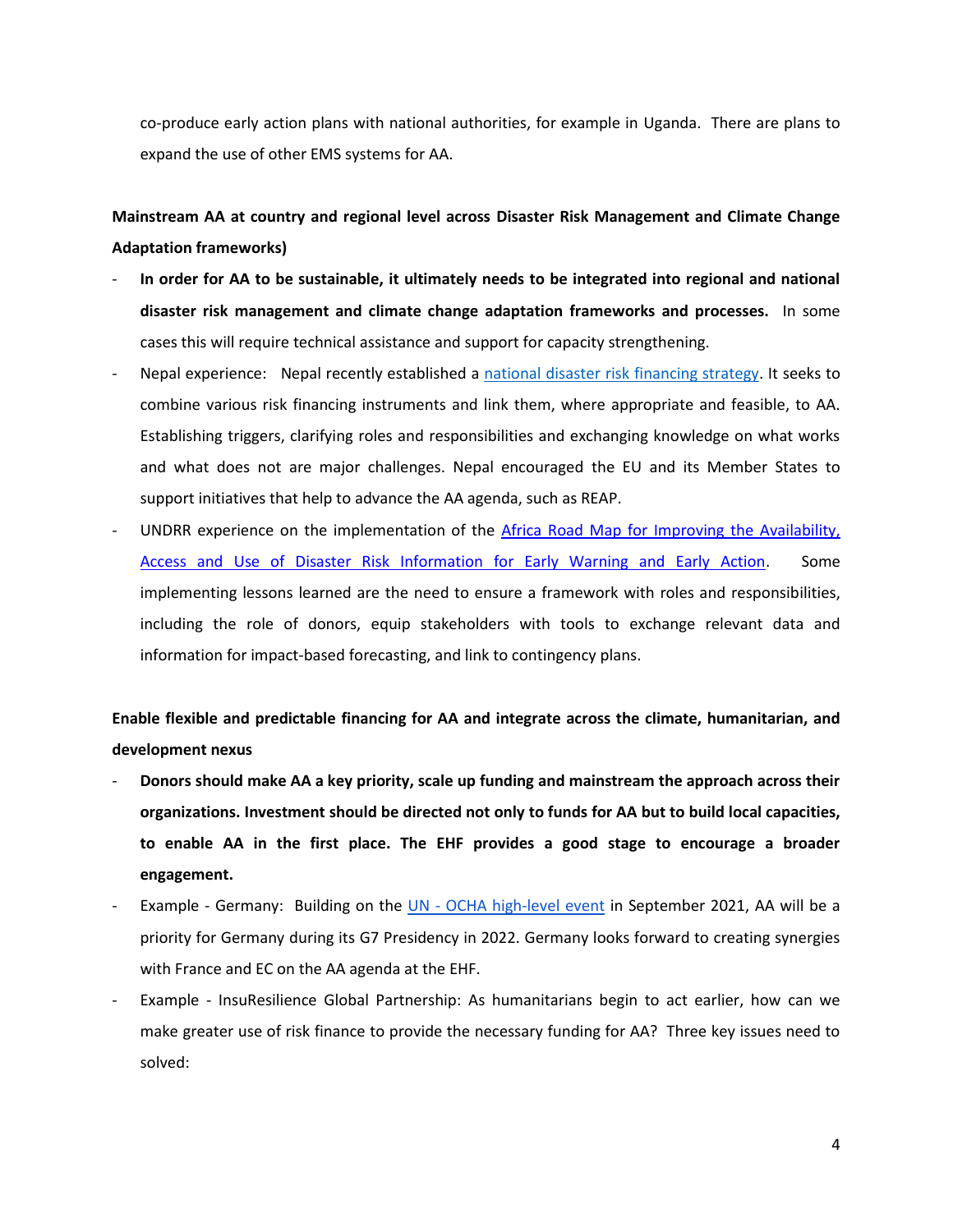co-produce early action plans with national authorities, for example in Uganda. There are plans to expand the use of other EMS systems for AA.

**Mainstream AA at country and regional level across Disaster Risk Management and Climate Change Adaptation frameworks)**

- **In order for AA to be sustainable, it ultimately needs to be integrated into regional and national disaster risk management and climate change adaptation frameworks and processes.** In some cases this will require technical assistance and support for capacity strengthening.
- Nepal experience: Nepal recently established a national disaster risk financing strategy. It seeks to combine various risk financing instruments and link them, where appropriate and feasible, to AA. Establishing triggers, clarifying roles and responsibilities and exchanging knowledge on what works and what does not are major challenges. Nepal encouraged the EU and its Member States to support initiatives that help to advance the AA agenda, such as REAP.
- UNDRR experience on the implementation of the Africa Road Map for Improving the Availability, Access and Use of Disaster Risk Information for Early Warning and Early Action. Some implementing lessons learned are the need to ensure a framework with roles and responsibilities, including the role of donors, equip stakeholders with tools to exchange relevant data and information for impact-based forecasting, and link to contingency plans.

**Enable flexible and predictable financing for AA and integrate across the climate, humanitarian, and development nexus**

- **Donors should make AA a key priority, scale up funding and mainstream the approach across their organizations. Investment should be directed not only to funds for AA but to build local capacities, to enable AA in the first place. The EHF provides a good stage to encourage a broader engagement.**
- Example - Germany: Building on the UN - OCHA high-level event in September 2021, AA will be a priority for Germany during its G7 Presidency in 2022. Germany looks forward to creating synergies with France and EC on the AA agenda at the EHF.
- Example - InsuResilience Global Partnership: As humanitarians begin to act earlier, how can we make greater use of risk finance to provide the necessary funding for AA? Three key issues need to solved: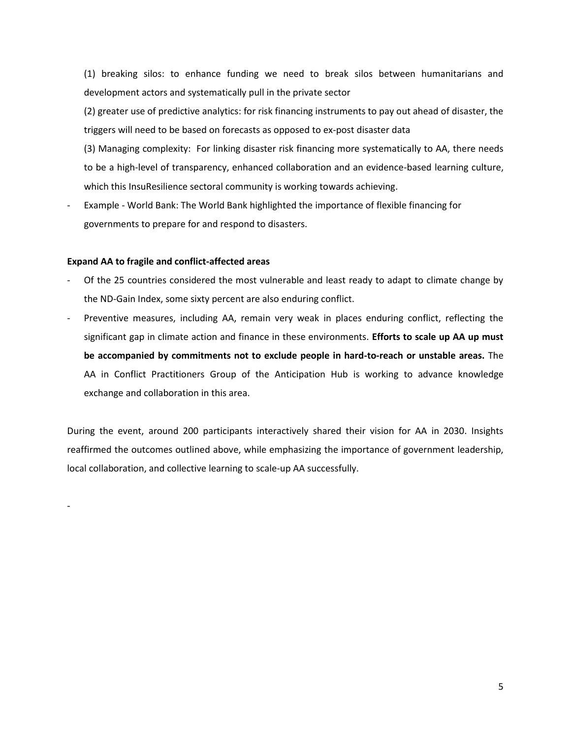(1) breaking silos: to enhance funding we need to break silos between humanitarians and development actors and systematically pull in the private sector

(2) greater use of predictive analytics: for risk financing instruments to pay out ahead of disaster, the triggers will need to be based on forecasts as opposed to ex-post disaster data

(3) Managing complexity: For linking disaster risk financing more systematically to AA, there needs to be a high-level of transparency, enhanced collaboration and an evidence-based learning culture, which this InsuResilience sectoral community is working towards achieving.

- Example - World Bank: The World Bank highlighted the importance of flexible financing for governments to prepare for and respond to disasters.

**Expand AA to fragile and conflict-affected areas**

- Of the 25 countries considered the most vulnerable and least ready to adapt to climate change by the ND-Gain Index, some sixty percent are also enduring conflict.
- Preventive measures, including AA, remain very weak in places enduring conflict, reflecting the significant gap in climate action and finance in these environments. **Efforts to scale up AA up must be accompanied by commitments not to exclude people in hard-to-reach or unstable areas.** The AA in Conflict Practitioners Group of the Anticipation Hub is working to advance knowledge exchange and collaboration in this area.

During the event, around 200 participants interactively shared their vision for AA in 2030. Insights reaffirmed the outcomes outlined above, while emphasizing the importance of government leadership, local collaboration, and collective learning to scale-up AA successfully.

-